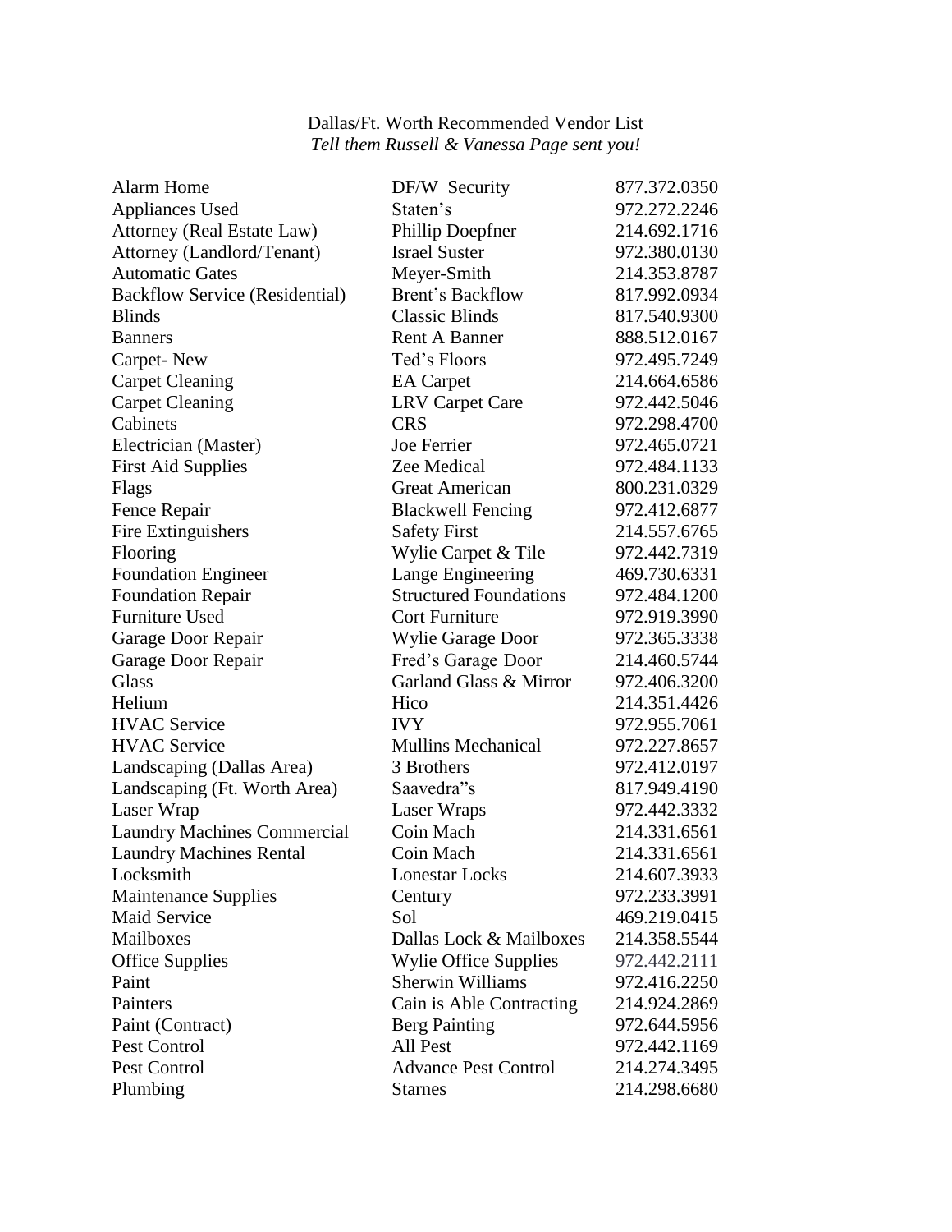Dallas/Ft. Worth Recommended Vendor List

*Tell them Russell & Vanessa Page sent you!*

| | | |
|---|---|---|
| Alarm Home | DF/W Security | 877.372.0350 |
| Appliances Used | Staten's | 972.272.2246 |
| Attorney (Real Estate Law) | Phillip Doepfner | 214.692.1716 |
| Attorney (Landlord/Tenant) | Israel Suster | 972.380.0130 |
| Automatic Gates | Meyer-Smith | 214.353.8787 |
| Backflow Service (Residential) | Brent's Backflow | 817.992.0934 |
| Blinds | Classic Blinds | 817.540.9300 |
| Banners | Rent A Banner | 888.512.0167 |
| Carpet- New | Ted's Floors | 972.495.7249 |
| Carpet Cleaning | EA Carpet | 214.664.6586 |
| Carpet Cleaning | LRV Carpet Care | 972.442.5046 |
| Cabinets | CRS | 972.298.4700 |
| Electrician (Master) | Joe Ferrier | 972.465.0721 |
| First Aid Supplies | Zee Medical | 972.484.1133 |
| Flags | Great American | 800.231.0329 |
| Fence Repair | Blackwell Fencing | 972.412.6877 |
| Fire Extinguishers | Safety First | 214.557.6765 |
| Flooring | Wylie Carpet & Tile | 972.442.7319 |
| Foundation Engineer | Lange Engineering | 469.730.6331 |
| Foundation Repair | Structured Foundations | 972.484.1200 |
| Furniture Used | Cort Furniture | 972.919.3990 |
| Garage Door Repair | Wylie Garage Door | 972.365.3338 |
| Garage Door Repair | Fred's Garage Door | 214.460.5744 |
| Glass | Garland Glass & Mirror | 972.406.3200 |
| Helium | Hico | 214.351.4426 |
| HVAC Service | IVY | 972.955.7061 |
| HVAC Service | Mullins Mechanical | 972.227.8657 |
| Landscaping (Dallas Area) | 3 Brothers | 972.412.0197 |
| Landscaping (Ft. Worth Area) | Saavedra"s | 817.949.4190 |
| Laser Wrap | Laser Wraps | 972.442.3332 |
| Laundry Machines Commercial | Coin Mach | 214.331.6561 |
| Laundry Machines Rental | Coin Mach | 214.331.6561 |
| Locksmith | Lonestar Locks | 214.607.3933 |
| Maintenance Supplies | Century | 972.233.3991 |
| Maid Service | Sol | 469.219.0415 |
| Mailboxes | Dallas Lock & Mailboxes | 214.358.5544 |
| Office Supplies | Wylie Office Supplies | 972.442.2111 |
| Paint | Sherwin Williams | 972.416.2250 |
| Painters | Cain is Able Contracting | 214.924.2869 |
| Paint (Contract) | Berg Painting | 972.644.5956 |
| Pest Control | All Pest | 972.442.1169 |
| Pest Control | Advance Pest Control | 214.274.3495 |
| Plumbing | Starnes | 214.298.6680 |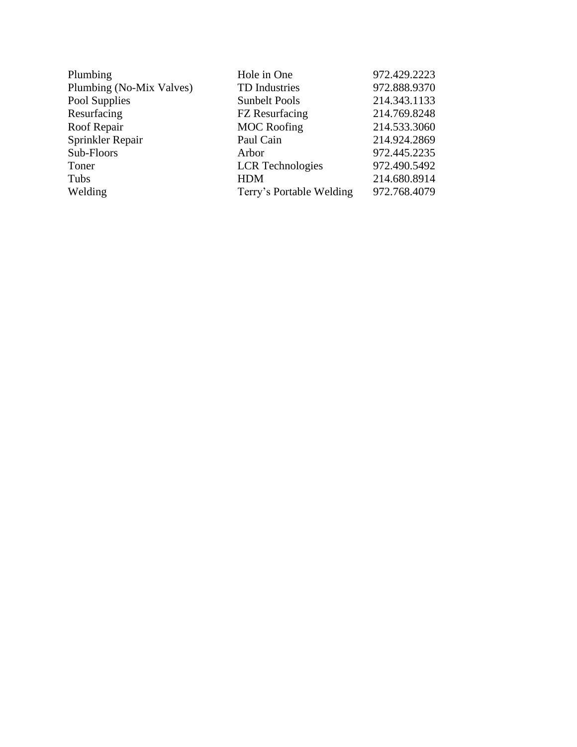| | | |
|---|---|---|
| Plumbing | Hole in One | 972.429.2223 |
| Plumbing (No-Mix Valves) | TD Industries | 972.888.9370 |
| Pool Supplies | Sunbelt Pools | 214.343.1133 |
| Resurfacing | FZ Resurfacing | 214.769.8248 |
| Roof Repair | MOC Roofing | 214.533.3060 |
| Sprinkler Repair | Paul Cain | 214.924.2869 |
| Sub-Floors | Arbor | 972.445.2235 |
| Toner | LCR Technologies | 972.490.5492 |
| Tubs | HDM | 214.680.8914 |
| Welding | Terry's Portable Welding | 972.768.4079 |